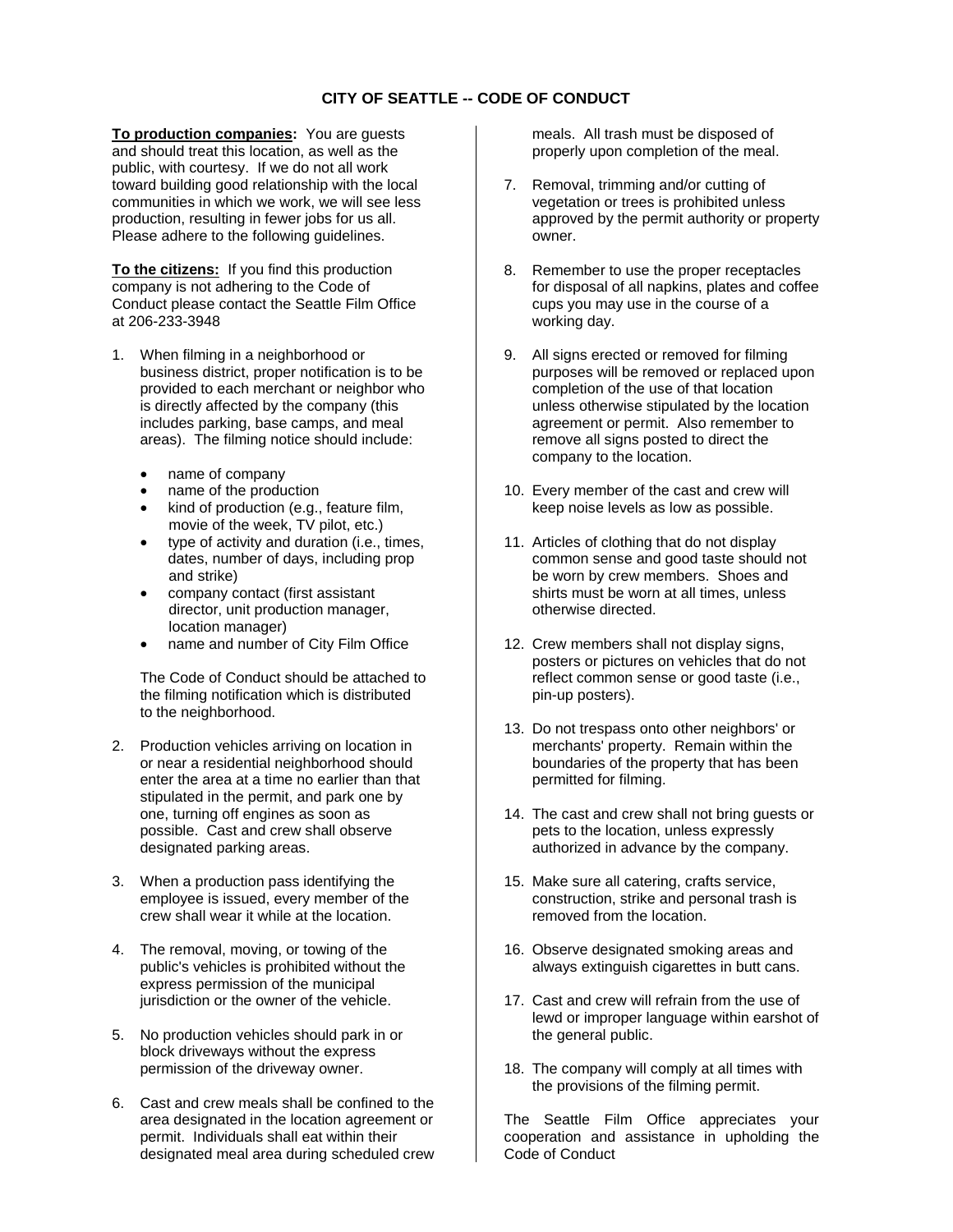# CITY OF SEATTLE -- CODE OF CONDUCT

**To production companies:** You are guests and should treat this location, as well as the public, with courtesy. If we do not all work toward building good relationship with the local communities in which we work, we will see less production, resulting in fewer jobs for us all. Please adhere to the following guidelines.

**To the citizens:** If you find this production company is not adhering to the Code of Conduct please contact the Seattle Film Office at 206-233-3948

1. When filming in a neighborhood or business district, proper notification is to be provided to each merchant or neighbor who is directly affected by the company (this includes parking, base camps, and meal areas). The filming notice should include:

   - name of company
   - name of the production
   - kind of production (e.g., feature film, movie of the week, TV pilot, etc.)
   - type of activity and duration (i.e., times, dates, number of days, including prop and strike)
   - company contact (first assistant director, unit production manager, location manager)
   - name and number of City Film Office

   The Code of Conduct should be attached to the filming notification which is distributed to the neighborhood.

2. Production vehicles arriving on location in or near a residential neighborhood should enter the area at a time no earlier than that stipulated in the permit, and park one by one, turning off engines as soon as possible. Cast and crew shall observe designated parking areas.

3. When a production pass identifying the employee is issued, every member of the crew shall wear it while at the location.

4. The removal, moving, or towing of the public's vehicles is prohibited without the express permission of the municipal jurisdiction or the owner of the vehicle.

5. No production vehicles should park in or block driveways without the express permission of the driveway owner.

6. Cast and crew meals shall be confined to the area designated in the location agreement or permit. Individuals shall eat within their designated meal area during scheduled crew meals. All trash must be disposed of properly upon completion of the meal.

7. Removal, trimming and/or cutting of vegetation or trees is prohibited unless approved by the permit authority or property owner.

8. Remember to use the proper receptacles for disposal of all napkins, plates and coffee cups you may use in the course of a working day.

9. All signs erected or removed for filming purposes will be removed or replaced upon completion of the use of that location unless otherwise stipulated by the location agreement or permit. Also remember to remove all signs posted to direct the company to the location.

10. Every member of the cast and crew will keep noise levels as low as possible.

11. Articles of clothing that do not display common sense and good taste should not be worn by crew members. Shoes and shirts must be worn at all times, unless otherwise directed.

12. Crew members shall not display signs, posters or pictures on vehicles that do not reflect common sense or good taste (i.e., pin-up posters).

13. Do not trespass onto other neighbors' or merchants' property. Remain within the boundaries of the property that has been permitted for filming.

14. The cast and crew shall not bring guests or pets to the location, unless expressly authorized in advance by the company.

15. Make sure all catering, crafts service, construction, strike and personal trash is removed from the location.

16. Observe designated smoking areas and always extinguish cigarettes in butt cans.

17. Cast and crew will refrain from the use of lewd or improper language within earshot of the general public.

18. The company will comply at all times with the provisions of the filming permit.

The Seattle Film Office appreciates your cooperation and assistance in upholding the Code of Conduct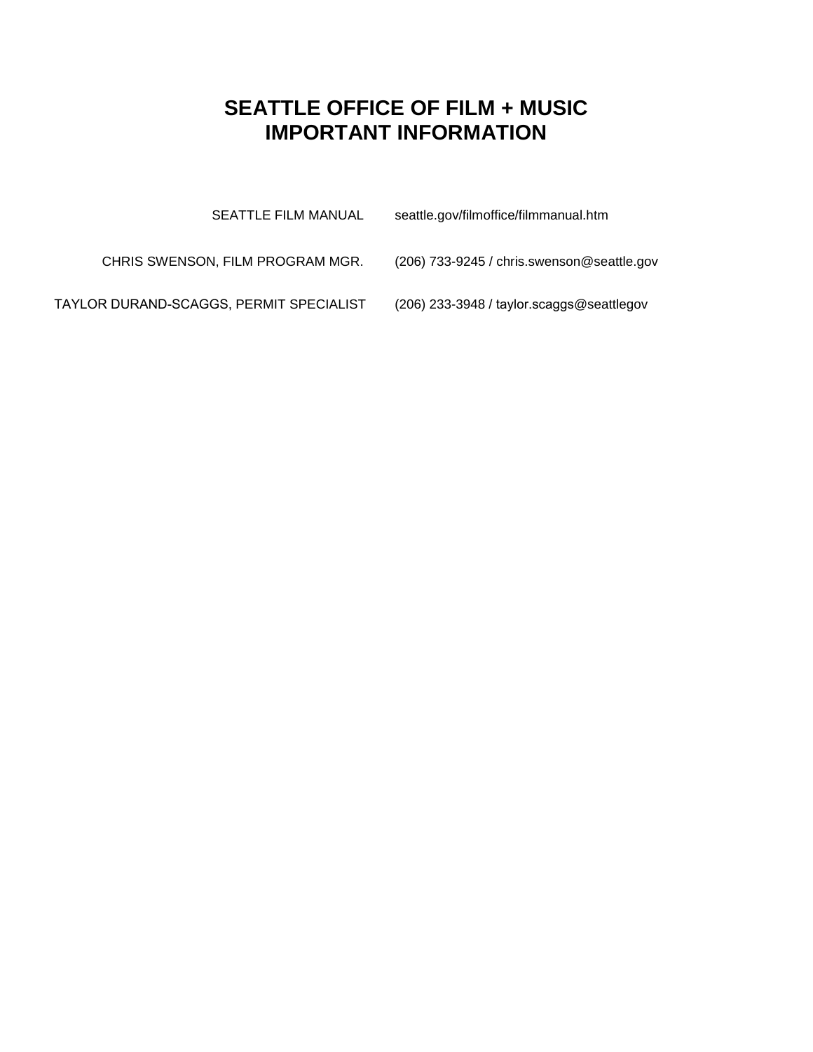# SEATTLE OFFICE OF FILM + MUSIC
# IMPORTANT INFORMATION

| | |
|---|---|
| SEATTLE FILM MANUAL | seattle.gov/filmoffice/filmmanual.htm |
| CHRIS SWENSON, FILM PROGRAM MGR. | (206) 733-9245 / chris.swenson@seattle.gov |
| TAYLOR DURAND-SCAGGS, PERMIT SPECIALIST | (206) 233-3948 / taylor.scaggs@seattlegov |